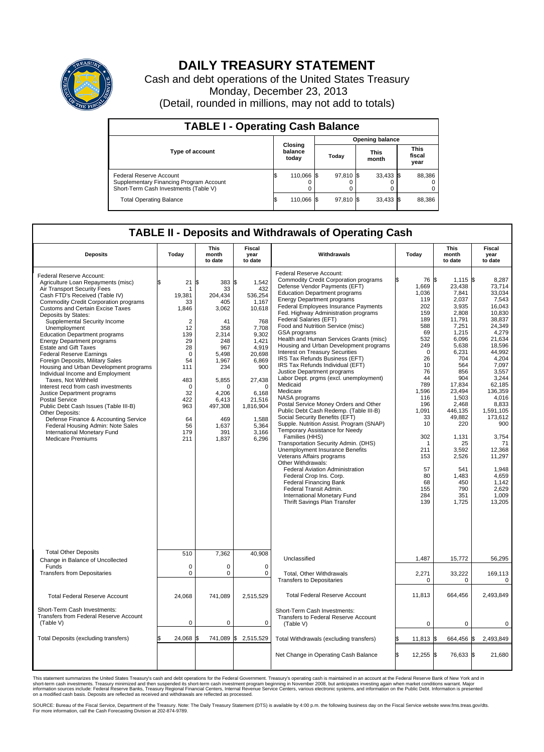# DAILY TREASURY STATEMENT

Cash and debt operations of the United States Treasury

Monday, December 23, 2013

(Detail, rounded in millions, may not add to totals)

## TABLE I - Operating Cash Balance

| Type of account | Closing balance today | Opening balance Today | Opening balance This month | Opening balance This fiscal year |
|---|---|---|---|---|
| Federal Reserve Account | $ 110,066 | $ 97,810 | $ 33,433 | $ 88,386 |
| Supplementary Financing Program Account | 0 | 0 | 0 | 0 |
| Short-Term Cash Investments (Table V) | 0 | 0 | 0 | 0 |
| Total Operating Balance | $ 110,066 | $ 97,810 | $ 33,433 | $ 88,386 |

## TABLE II - Deposits and Withdrawals of Operating Cash

| Deposits | Today | This month to date | Fiscal year to date | Withdrawals | Today | This month to date | Fiscal year to date |
|---|---|---|---|---|---|---|---|
| Federal Reserve Account: | | | | Federal Reserve Account: | | | |
| Agriculture Loan Repayments (misc) | $ 21 | $ 383 | $ 1,542 | Commodity Credit Corporation programs | $ 76 | $ 1,115 | $ 8,287 |
| Air Transport Security Fees | 1 | 33 | 432 | Defense Vendor Payments (EFT) | 1,669 | 23,438 | 73,714 |
| Cash FTD's Received (Table IV) | 19,381 | 204,434 | 536,254 | Education Department programs | 1,036 | 7,841 | 33,034 |
| Commodity Credit Corporation programs | 33 | 405 | 1,167 | Energy Department programs | 119 | 2,037 | 7,543 |
| Customs and Certain Excise Taxes | 1,846 | 3,062 | 10,618 | Federal Employees Insurance Payments | 202 | 3,935 | 16,043 |
| Deposits by States: | | | | Fed. Highway Administration programs | 159 | 2,808 | 10,830 |
| Supplemental Security Income | 2 | 41 | 768 | Federal Salaries (EFT) | 189 | 11,791 | 38,837 |
| Unemployment | 12 | 358 | 7,708 | Food and Nutrition Service (misc) | 588 | 7,251 | 24,349 |
| Education Department programs | 139 | 2,314 | 9,302 | GSA programs | 69 | 1,215 | 4,279 |
| Energy Department programs | 29 | 248 | 1,421 | Health and Human Services Grants (misc) | 532 | 6,096 | 21,634 |
| Estate and Gift Taxes | 28 | 967 | 4,919 | Housing and Urban Development programs | 249 | 5,638 | 18,596 |
| Federal Reserve Earnings | 0 | 5,498 | 20,698 | Interest on Treasury Securities | 0 | 6,231 | 44,992 |
| Foreign Deposits, Military Sales | 54 | 1,967 | 6,869 | IRS Tax Refunds Business (EFT) | 26 | 704 | 4,204 |
| Housing and Urban Development programs | 111 | 234 | 900 | IRS Tax Refunds Individual (EFT) | 10 | 564 | 7,097 |
| Individual Income and Employment Taxes, Not Withheld | 483 | 5,855 | 27,438 | Justice Department programs | 76 | 856 | 3,557 |
| Interest recd from cash investments | 0 | 0 | 0 | Labor Dept. prgms (excl. unemployment) | 44 | 904 | 3,244 |
| Justice Department programs | 32 | 4,206 | 6,168 | Medicaid | 789 | 17,834 | 62,185 |
| Postal Service | 422 | 6,413 | 21,516 | Medicare | 1,596 | 23,494 | 136,359 |
| Public Debt Cash Issues (Table III-B) | 963 | 497,308 | 1,816,904 | NASA programs | 116 | 1,503 | 4,016 |
| Other Deposits: | | | | Postal Service Money Orders and Other | 196 | 2,468 | 8,833 |
| Defense Finance & Accounting Service | 64 | 469 | 1,588 | Public Debt Cash Redemp. (Table III-B) | 1,091 | 446,135 | 1,591,105 |
| Federal Housing Admin: Note Sales | 56 | 1,637 | 5,364 | Social Security Benefits (EFT) | 33 | 49,882 | 173,612 |
| International Monetary Fund | 179 | 391 | 3,166 | Supple. Nutrition Assist. Program (SNAP) | 10 | 220 | 900 |
| Medicare Premiums | 211 | 1,837 | 6,296 | Temporary Assistance for Needy Families (HHS) | 302 | 1,131 | 3,754 |
| | | | | Transportation Security Admin. (DHS) | 1 | 25 | 71 |
| | | | | Unemployment Insurance Benefits | 211 | 3,592 | 12,368 |
| | | | | Veterans Affairs programs | 153 | 2,526 | 11,297 |
| | | | | Other Withdrawals: | | | |
| | | | | Federal Aviation Administration | 57 | 541 | 1,948 |
| | | | | Federal Crop Ins. Corp. | 80 | 1,483 | 4,659 |
| | | | | Federal Financing Bank | 68 | 450 | 1,142 |
| | | | | Federal Transit Admin. | 155 | 790 | 2,629 |
| | | | | International Monetary Fund | 284 | 351 | 1,009 |
| | | | | Thrift Savings Plan Transfer | 139 | 1,725 | 13,205 |
| Total Other Deposits | 510 | 7,362 | 40,908 | Unclassified | 1,487 | 15,772 | 56,295 |
| Change in Balance of Uncollected Funds | 0 | 0 | 0 | | | | |
| Transfers from Depositaries | 0 | 0 | 0 | Total, Other Withdrawals | 2,271 | 33,222 | 169,113 |
| | | | | Transfers to Depositaries | 0 | 0 | 0 |
| Total Federal Reserve Account | 24,068 | 741,089 | 2,515,529 | Total Federal Reserve Account | 11,813 | 664,456 | 2,493,849 |
| Short-Term Cash Investments: Transfers from Federal Reserve Account (Table V) | 0 | 0 | 0 | Short-Term Cash Investments: Transfers to Federal Reserve Account (Table V) | 0 | 0 | 0 |
| Total Deposits (excluding transfers) | $ 24,068 | $ 741,089 | $ 2,515,529 | Total Withdrawals (excluding transfers) | $ 11,813 | $ 664,456 | $ 2,493,849 |
| | | | | Net Change in Operating Cash Balance | $ 12,255 | $ 76,633 | $ 21,680 |

This statement summarizes the United States Treasury's cash and debt operations for the Federal Government. Treasury's operating cash is maintained in an account at the Federal Reserve Bank of New York and in short-term cash investments. Treasury minimized and then suspended its short-term cash investment program beginning in November 2008, but anticipates investing again when market conditions warrant. Major information sources include: Federal Reserve Banks, Treasury Regional Financial Centers, Internal Revenue Service Centers, various electronic systems, and information on the Public Debt. Information is presented on a modified cash basis. Deposits are reflected as received and withdrawals are reflected as processed.

SOURCE: Bureau of the Fiscal Service, Department of the Treasury. Note: The Daily Treasury Statement (DTS) is available by 4:00 p.m. the following business day on the Fiscal Service website www.fms.treas.gov/dts. For more information, call the Cash Forecasting Division at 202-874-9789.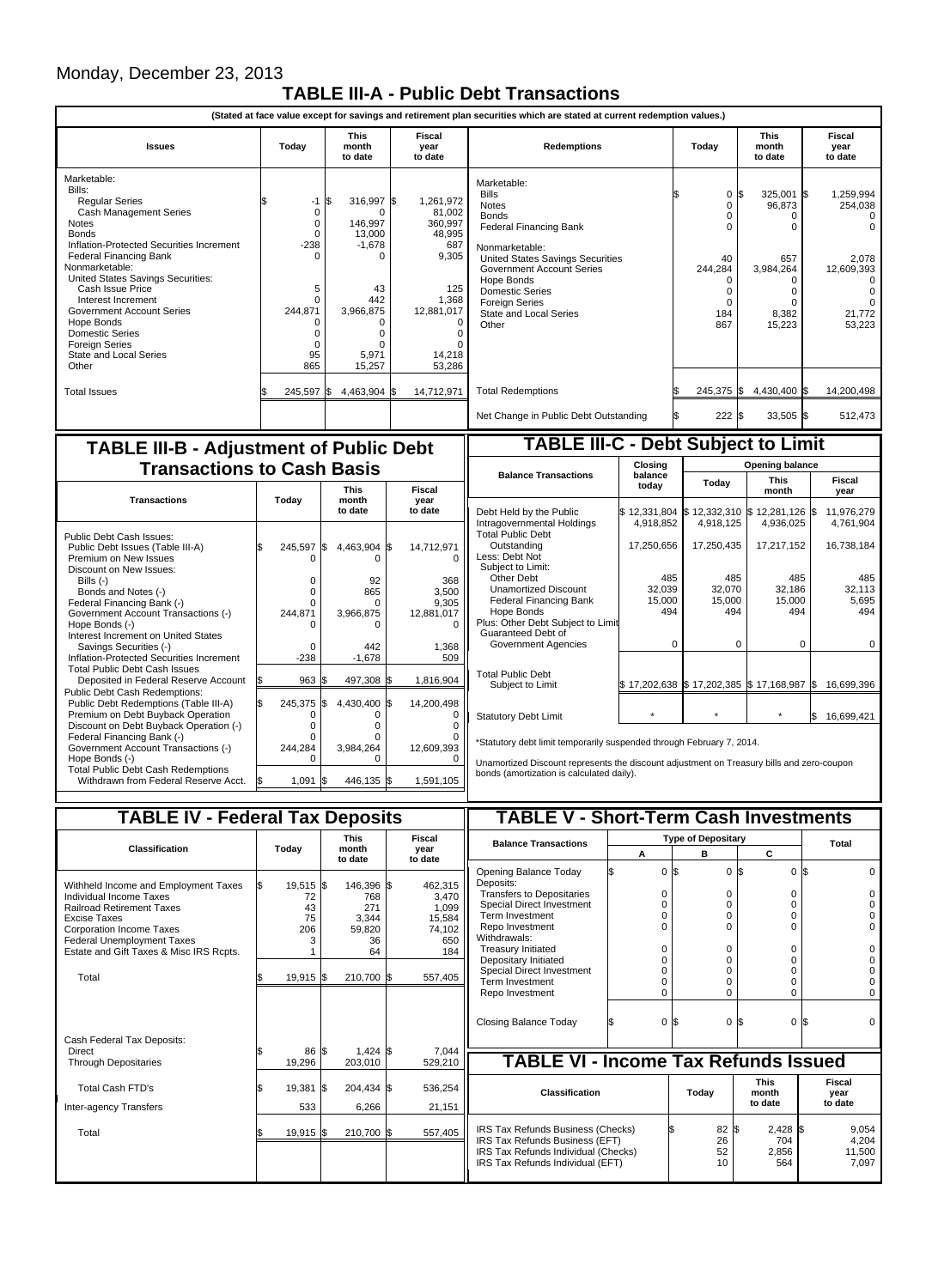Monday, December 23, 2013

# TABLE III-A - Public Debt Transactions

(Stated at face value except for savings and retirement plan securities which are stated at current redemption values.)

| Issues | Today | This month to date | Fiscal year to date |
|---|---|---|---|
| Marketable: | | | |
| Bills: | | | |
| Regular Series | $ -1 | $ 316,997 | $ 1,261,972 |
| Cash Management Series | 0 | 0 | 81,002 |
| Notes | 0 | 146,997 | 360,997 |
| Bonds | 0 | 13,000 | 48,995 |
| Inflation-Protected Securities Increment | -238 | -1,678 | 687 |
| Federal Financing Bank | 0 | 0 | 9,305 |
| Nonmarketable: | | | |
| United States Savings Securities: | | | |
| Cash Issue Price | 5 | 43 | 125 |
| Interest Increment | 0 | 442 | 1,368 |
| Government Account Series | 244,871 | 3,966,875 | 12,881,017 |
| Hope Bonds | 0 | 0 | 0 |
| Domestic Series | 0 | 0 | 0 |
| Foreign Series | 0 | 0 | 0 |
| State and Local Series | 95 | 5,971 | 14,218 |
| Other | 865 | 15,257 | 53,286 |
| Total Issues | $ 245,597 | $ 4,463,904 | $ 14,712,971 |

| Redemptions | Today | This month to date | Fiscal year to date |
|---|---|---|---|
| Marketable: | | | |
| Bills | $ 0 | $ 325,001 | $ 1,259,994 |
| Notes | 0 | 96,873 | 254,038 |
| Bonds | 0 | 0 | 0 |
| Federal Financing Bank | 0 | 0 | 0 |
| Nonmarketable: | | | |
| United States Savings Securities | 40 | 657 | 2,078 |
| Government Account Series | 244,284 | 3,984,264 | 12,609,393 |
| Hope Bonds | 0 | 0 | 0 |
| Domestic Series | 0 | 0 | 0 |
| Foreign Series | 0 | 0 | 0 |
| State and Local Series | 184 | 8,382 | 21,772 |
| Other | 867 | 15,223 | 53,223 |
| Total Redemptions | $ 245,375 | $ 4,430,400 | $ 14,200,498 |
| Net Change in Public Debt Outstanding | $ 222 | $ 33,505 | $ 512,473 |

# TABLE III-B - Adjustment of Public Debt Transactions to Cash Basis

| Transactions | Today | This month to date | Fiscal year to date |
|---|---|---|---|
| Public Debt Cash Issues: | | | |
| Public Debt Issues (Table III-A) | $ 245,597 | $ 4,463,904 | $ 14,712,971 |
| Premium on New Issues | 0 | 0 | 0 |
| Discount on New Issues: | | | |
| Bills (-) | 0 | 92 | 368 |
| Bonds and Notes (-) | 0 | 865 | 3,500 |
| Federal Financing Bank (-) | 0 | 0 | 9,305 |
| Government Account Transactions (-) | 244,871 | 3,966,875 | 12,881,017 |
| Hope Bonds (-) | 0 | 0 | 0 |
| Interest Increment on United States Savings Securities (-) | 0 | 442 | 1,368 |
| Inflation-Protected Securities Increment | -238 | -1,678 | 509 |
| Total Public Debt Cash Issues Deposited in Federal Reserve Account | $ 963 | $ 497,308 | $ 1,816,904 |
| Public Debt Cash Redemptions: | | | |
| Public Debt Redemptions (Table III-A) | $ 245,375 | $ 4,430,400 | $ 14,200,498 |
| Premium on Debt Buyback Operation | 0 | 0 | 0 |
| Discount on Debt Buyback Operation (-) | 0 | 0 | 0 |
| Federal Financing Bank (-) | 0 | 0 | 0 |
| Government Account Transactions (-) | 244,284 | 3,984,264 | 12,609,393 |
| Hope Bonds (-) | 0 | 0 | 0 |
| Total Public Debt Cash Redemptions Withdrawn from Federal Reserve Acct. | $ 1,091 | $ 446,135 | $ 1,591,105 |

# TABLE III-C - Debt Subject to Limit

| Balance Transactions | Closing balance today | Opening balance Today | Opening balance This month | Opening balance Fiscal year |
|---|---|---|---|---|
| Debt Held by the Public | $ 12,331,804 | $ 12,332,310 | $ 12,281,126 | $ 11,976,279 |
| Intragovernmental Holdings | 4,918,852 | 4,918,125 | 4,936,025 | 4,761,904 |
| Total Public Debt Outstanding | 17,250,656 | 17,250,435 | 17,217,152 | 16,738,184 |
| Less: Debt Not Subject to Limit: | | | | |
| Other Debt | 485 | 485 | 485 | 485 |
| Unamortized Discount | 32,039 | 32,070 | 32,186 | 32,113 |
| Federal Financing Bank | 15,000 | 15,000 | 15,000 | 5,695 |
| Hope Bonds | 494 | 494 | 494 | 494 |
| Plus: Other Debt Subject to Limit | | | | |
| Guaranteed Debt of Government Agencies | 0 | 0 | 0 | 0 |
| Total Public Debt Subject to Limit | $ 17,202,638 | $ 17,202,385 | $ 17,168,987 | $ 16,699,396 |
| Statutory Debt Limit | * | * | * | $ 16,699,421 |

*Statutory debt limit temporarily suspended through February 7, 2014.

Unamortized Discount represents the discount adjustment on Treasury bills and zero-coupon bonds (amortization is calculated daily).

# TABLE IV - Federal Tax Deposits

| Classification | Today | This month to date | Fiscal year to date |
|---|---|---|---|
| Withheld Income and Employment Taxes | $ 19,515 | $ 146,396 | $ 462,315 |
| Individual Income Taxes | 72 | 768 | 3,470 |
| Railroad Retirement Taxes | 43 | 271 | 1,099 |
| Excise Taxes | 75 | 3,344 | 15,584 |
| Corporation Income Taxes | 206 | 59,820 | 74,102 |
| Federal Unemployment Taxes | 3 | 36 | 650 |
| Estate and Gift Taxes & Misc IRS Rcpts. | 1 | 64 | 184 |
| Total | $ 19,915 | $ 210,700 | $ 557,405 |
| Cash Federal Tax Deposits: | | | |
| Direct | $ 86 | $ 1,424 | $ 7,044 |
| Through Depositaries | 19,296 | 203,010 | 529,210 |
| Total Cash FTD's | $ 19,381 | $ 204,434 | $ 536,254 |
| Inter-agency Transfers | 533 | 6,266 | 21,151 |
| Total | $ 19,915 | $ 210,700 | $ 557,405 |

# TABLE V - Short-Term Cash Investments

| Balance Transactions | Type of Depositary A | Type of Depositary B | Type of Depositary C | Total |
|---|---|---|---|---|
| Opening Balance Today | $ 0 | $ 0 | $ 0 | $ 0 |
| Deposits: | | | | |
| Transfers to Depositaries | 0 | 0 | 0 | 0 |
| Special Direct Investment | 0 | 0 | 0 | 0 |
| Term Investment | 0 | 0 | 0 | 0 |
| Repo Investment | 0 | 0 | 0 | 0 |
| Withdrawals: | | | | |
| Treasury Initiated | 0 | 0 | 0 | 0 |
| Depositary Initiated | 0 | 0 | 0 | 0 |
| Special Direct Investment | 0 | 0 | 0 | 0 |
| Term Investment | 0 | 0 | 0 | 0 |
| Repo Investment | 0 | 0 | 0 | 0 |
| Closing Balance Today | $ 0 | $ 0 | $ 0 | $ 0 |

# TABLE VI - Income Tax Refunds Issued

| Classification | Today | This month to date | Fiscal year to date |
|---|---|---|---|
| IRS Tax Refunds Business (Checks) | $ 82 | $ 2,428 | $ 9,054 |
| IRS Tax Refunds Business (EFT) | 26 | 704 | 4,204 |
| IRS Tax Refunds Individual (Checks) | 52 | 2,856 | 11,500 |
| IRS Tax Refunds Individual (EFT) | 10 | 564 | 7,097 |